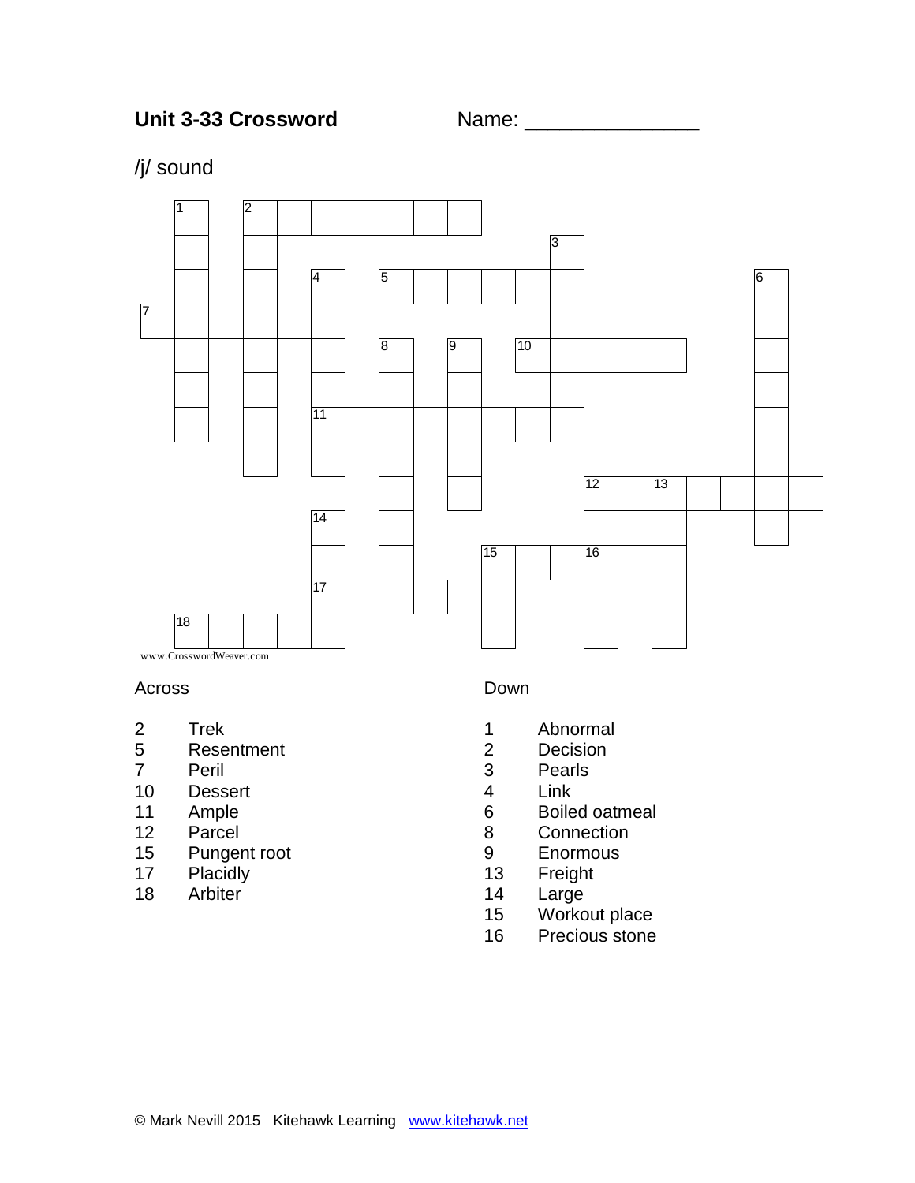**Unit 3-33 Crossword** Name: _______________

/j/ sound

www.CrosswordWeaver.com

Across

2 Trek
5 Resentment
7 Peril
10 Dessert
11 Ample
12 Parcel
15 Pungent root
17 Placidly
18 Arbiter

Down

1 Abnormal
2 Decision
3 Pearls
4 Link
6 Boiled oatmeal
8 Connection
9 Enormous
13 Freight
14 Large
15 Workout place
16 Precious stone

© Mark Nevill 2015 Kitehawk Learning www.kitehawk.net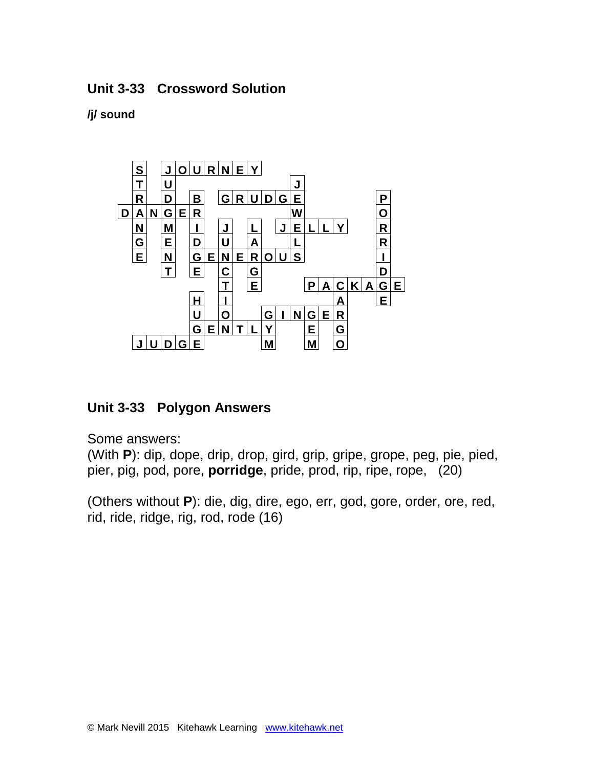## Unit 3-33 Crossword Solution

***/j/* sound**

```
 S J O U R N E Y          
 T U         J            
 R D B G R U D G E      P 
D A N G E R       W      O 
 N M I J L J E L L Y   R 
 G E D U A L       R 
 E N G E N E R O U S      I 
 T E C G          D 
       T E   P A C K A G E
   H I       A   E 
   U O   G I N G E R     
   G E N T L Y   E G     
 J U D G E     M   M O     
```

## Unit 3-33 Polygon Answers

Some answers:
(With **P**): dip, dope, drip, drop, gird, grip, gripe, grope, peg, pie, pied, pier, pig, pod, pore, **porridge**, pride, prod, rip, ripe, rope, (20)

(Others without **P**): die, dig, dire, ego, err, god, gore, order, ore, red, rid, ride, ridge, rig, rod, rode (16)

© Mark Nevill 2015 Kitehawk Learning www.kitehawk.net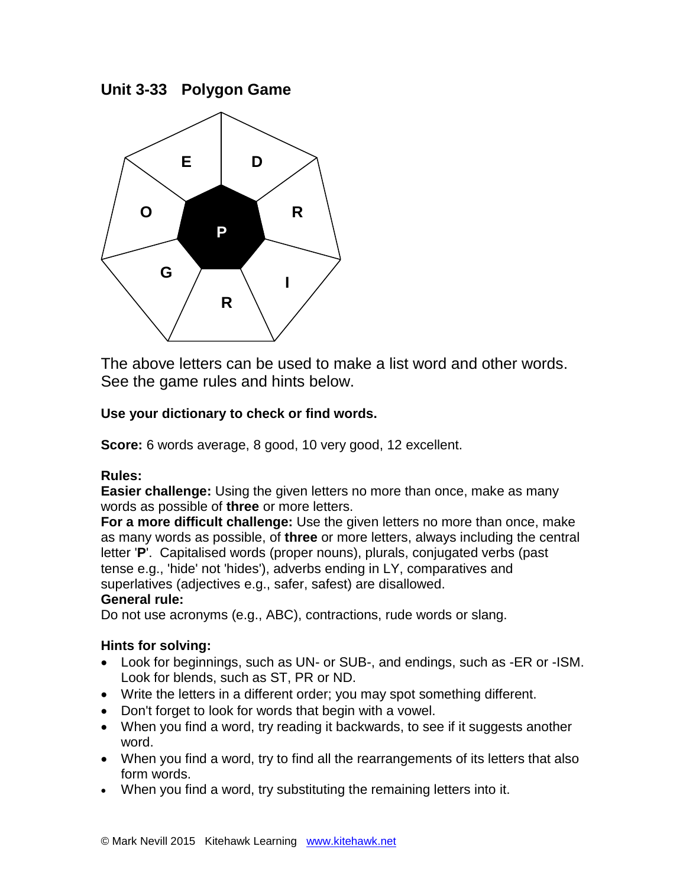## Unit 3-33 Polygon Game

E D R I R G O P

The above letters can be used to make a list word and other words. See the game rules and hints below.

**Use your dictionary to check or find words.**

**Score:** 6 words average, 8 good, 10 very good, 12 excellent.

**Rules:**
**Easier challenge:** Using the given letters no more than once, make as many words as possible of **three** or more letters.
**For a more difficult challenge:** Use the given letters no more than once, make as many words as possible, of **three** or more letters, always including the central letter '**P**'. Capitalised words (proper nouns), plurals, conjugated verbs (past tense e.g., 'hide' not 'hides'), adverbs ending in LY, comparatives and superlatives (adjectives e.g., safer, safest) are disallowed.
**General rule:**
Do not use acronyms (e.g., ABC), contractions, rude words or slang.

**Hints for solving:**

- Look for beginnings, such as UN- or SUB-, and endings, such as -ER or -ISM. Look for blends, such as ST, PR or ND.
- Write the letters in a different order; you may spot something different.
- Don't forget to look for words that begin with a vowel.
- When you find a word, try reading it backwards, to see if it suggests another word.
- When you find a word, try to find all the rearrangements of its letters that also form words.
- When you find a word, try substituting the remaining letters into it.

© Mark Nevill 2015 Kitehawk Learning www.kitehawk.net